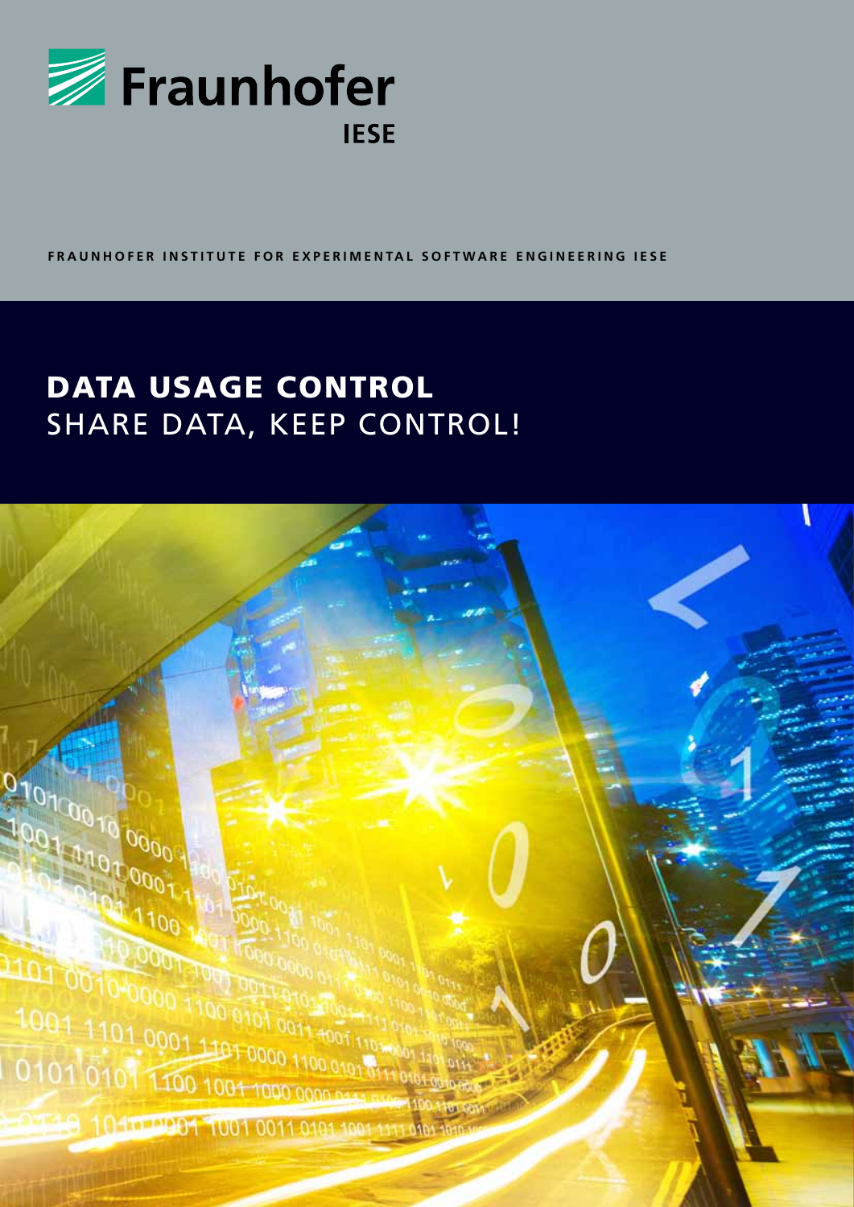Fraunhofer

IESE

FRAUNHOFER INSTITUTE FOR EXPERIMENTAL SOFTWARE ENGINEERING IESE

# DATA USAGE CONTROL

## SHARE DATA, KEEP CONTROL!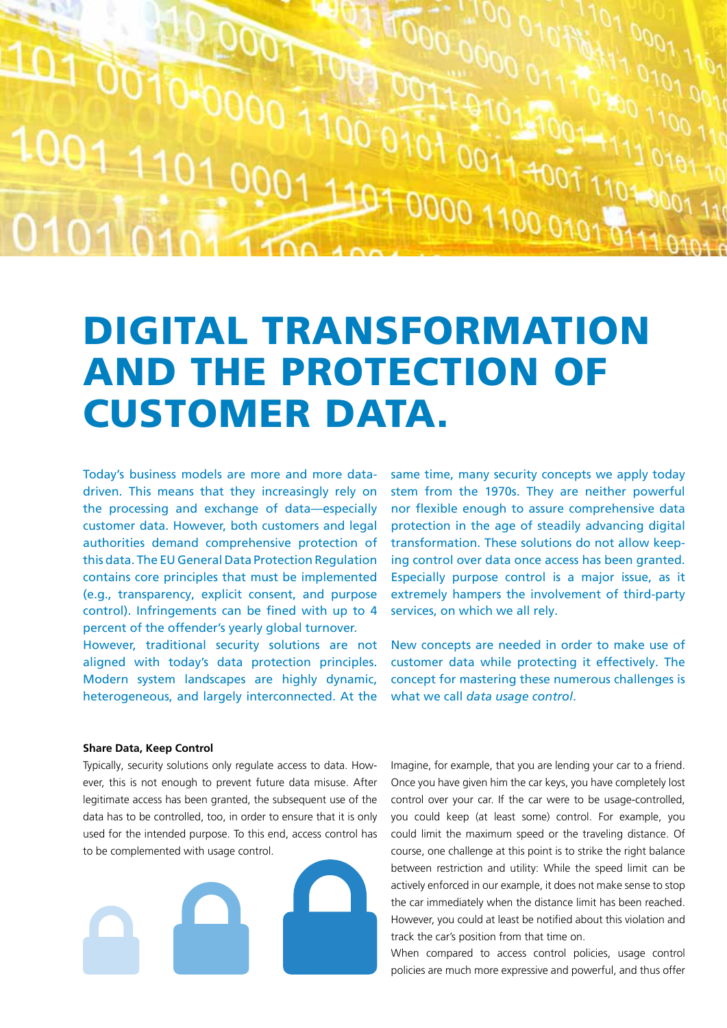# DIGITAL TRANSFORMATION AND THE PROTECTION OF CUSTOMER DATA.

Today's business models are more and more data-driven. This means that they increasingly rely on the processing and exchange of data—especially customer data. However, both customers and legal authorities demand comprehensive protection of this data. The EU General Data Protection Regulation contains core principles that must be implemented (e.g., transparency, explicit consent, and purpose control). Infringements can be fined with up to 4 percent of the offender's yearly global turnover.

However, traditional security solutions are not aligned with today's data protection principles. Modern system landscapes are highly dynamic, heterogeneous, and largely interconnected. At the same time, many security concepts we apply today stem from the 1970s. They are neither powerful nor flexible enough to assure comprehensive data protection in the age of steadily advancing digital transformation. These solutions do not allow keeping control over data once access has been granted. Especially purpose control is a major issue, as it extremely hampers the involvement of third-party services, on which we all rely.

New concepts are needed in order to make use of customer data while protecting it effectively. The concept for mastering these numerous challenges is what we call *data usage control*.

**Share Data, Keep Control**

Typically, security solutions only regulate access to data. However, this is not enough to prevent future data misuse. After legitimate access has been granted, the subsequent use of the data has to be controlled, too, in order to ensure that it is only used for the intended purpose. To this end, access control has to be complemented with usage control.

Imagine, for example, that you are lending your car to a friend. Once you have given him the car keys, you have completely lost control over your car. If the car were to be usage-controlled, you could keep (at least some) control. For example, you could limit the maximum speed or the traveling distance. Of course, one challenge at this point is to strike the right balance between restriction and utility: While the speed limit can be actively enforced in our example, it does not make sense to stop the car immediately when the distance limit has been reached. However, you could at least be notified about this violation and track the car's position from that time on.

When compared to access control policies, usage control policies are much more expressive and powerful, and thus offer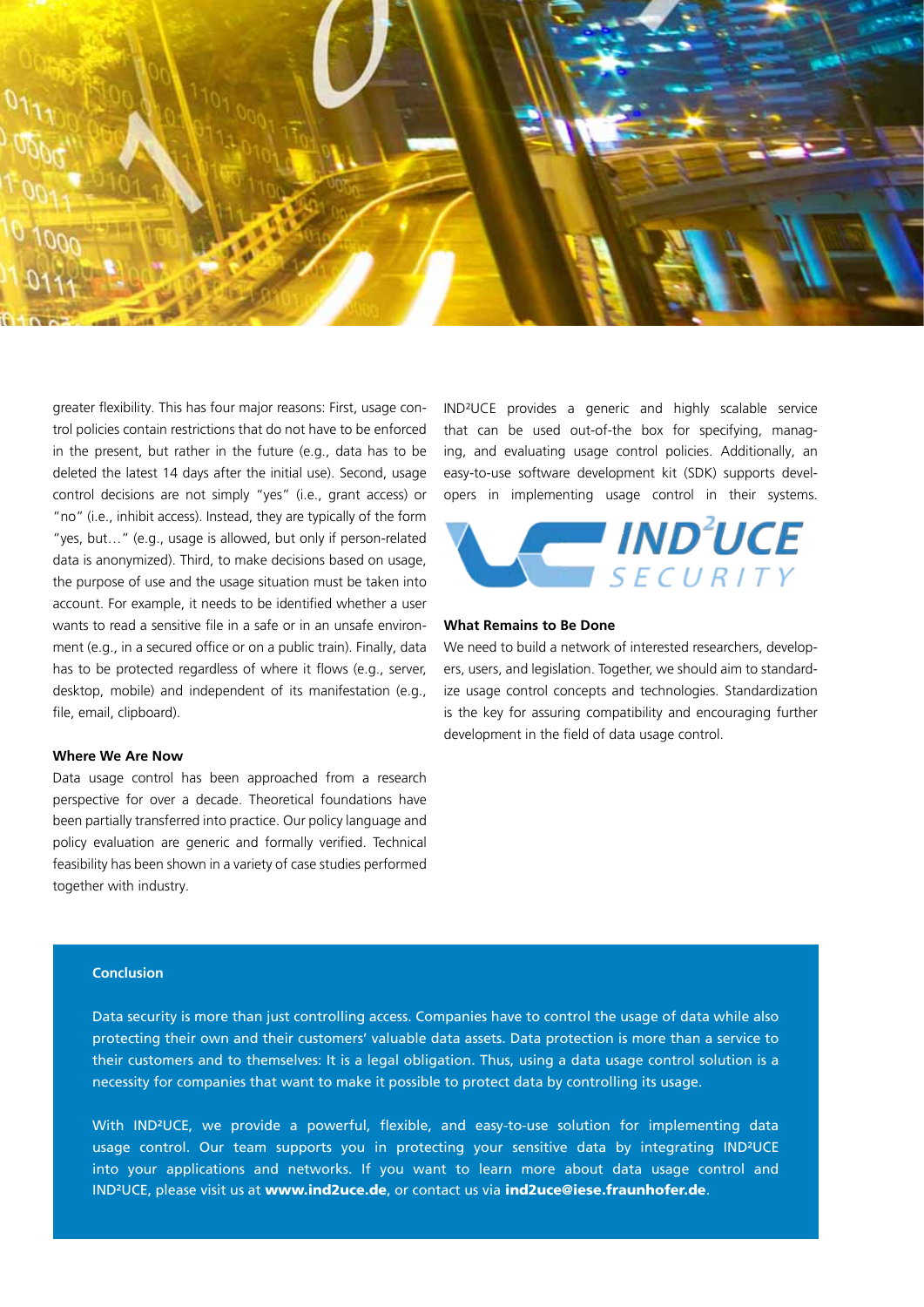greater flexibility. This has four major reasons: First, usage control policies contain restrictions that do not have to be enforced in the present, but rather in the future (e.g., data has to be deleted the latest 14 days after the initial use). Second, usage control decisions are not simply "yes" (i.e., grant access) or "no" (i.e., inhibit access). Instead, they are typically of the form "yes, but…" (e.g., usage is allowed, but only if person-related data is anonymized). Third, to make decisions based on usage, the purpose of use and the usage situation must be taken into account. For example, it needs to be identified whether a user wants to read a sensitive file in a safe or in an unsafe environment (e.g., in a secured office or on a public train). Finally, data has to be protected regardless of where it flows (e.g., server, desktop, mobile) and independent of its manifestation (e.g., file, email, clipboard).

**Where We Are Now**

Data usage control has been approached from a research perspective for over a decade. Theoretical foundations have been partially transferred into practice. Our policy language and policy evaluation are generic and formally verified. Technical feasibility has been shown in a variety of case studies performed together with industry.

IND²UCE provides a generic and highly scalable service that can be used out-of-the box for specifying, managing, and evaluating usage control policies. Additionally, an easy-to-use software development kit (SDK) supports developers in implementing usage control in their systems.

IND²UCE SECURITY

**What Remains to Be Done**

We need to build a network of interested researchers, developers, users, and legislation. Together, we should aim to standardize usage control concepts and technologies. Standardization is the key for assuring compatibility and encouraging further development in the field of data usage control.

**Conclusion**

Data security is more than just controlling access. Companies have to control the usage of data while also protecting their own and their customers' valuable data assets. Data protection is more than a service to their customers and to themselves: It is a legal obligation. Thus, using a data usage control solution is a necessity for companies that want to make it possible to protect data by controlling its usage.

With IND²UCE, we provide a powerful, flexible, and easy-to-use solution for implementing data usage control. Our team supports you in protecting your sensitive data by integrating IND²UCE into your applications and networks. If you want to learn more about data usage control and IND²UCE, please visit us at **www.ind2uce.de**, or contact us via **ind2uce@iese.fraunhofer.de**.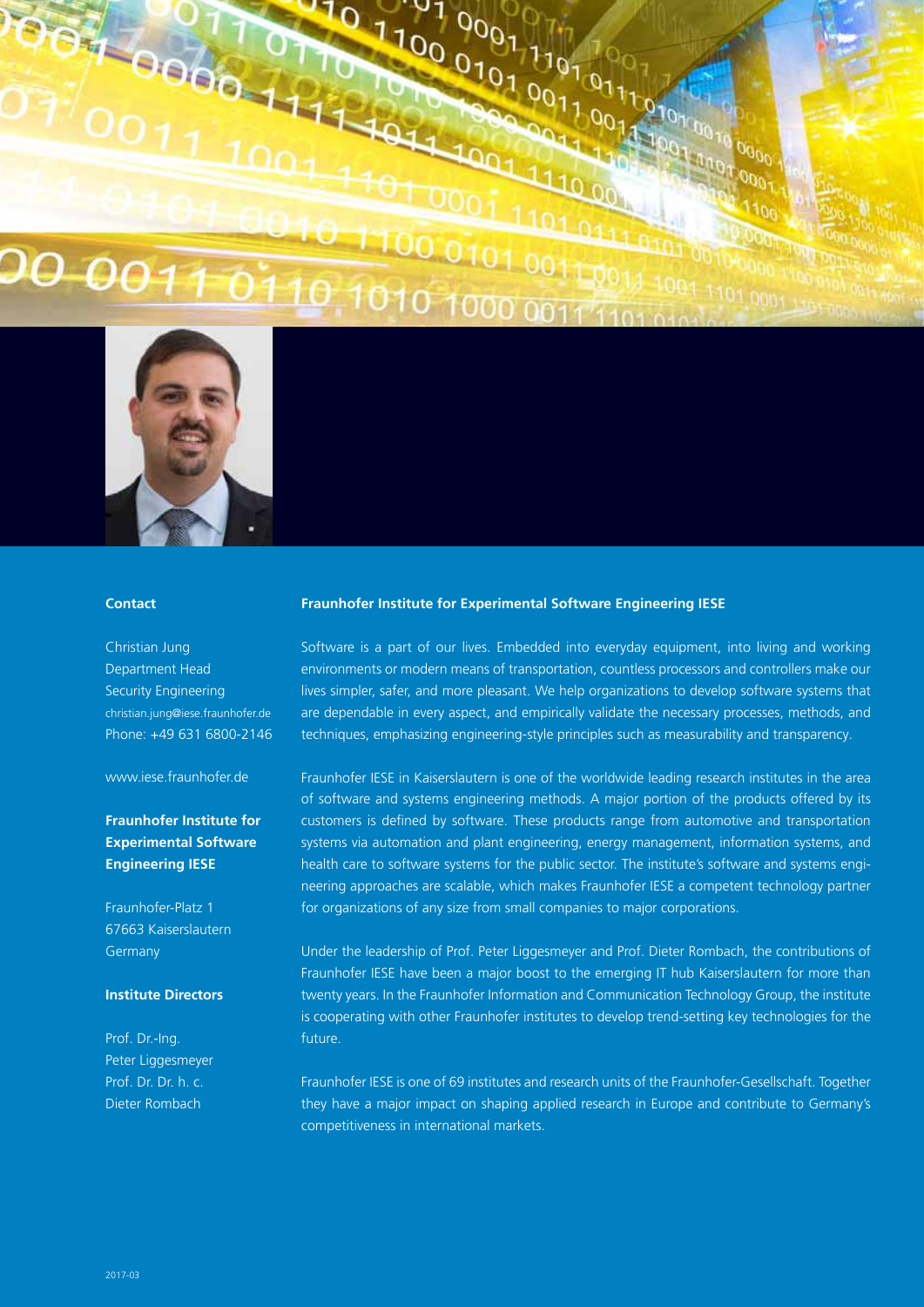**Contact**

Christian Jung
Department Head
Security Engineering
christian.jung@iese.fraunhofer.de
Phone: +49 631 6800-2146

www.iese.fraunhofer.de

**Fraunhofer Institute for Experimental Software Engineering IESE**

Fraunhofer-Platz 1
67663 Kaiserslautern
Germany

**Institute Directors**

Prof. Dr.-Ing.
Peter Liggesmeyer
Prof. Dr. Dr. h. c.
Dieter Rombach

**Fraunhofer Institute for Experimental Software Engineering IESE**

Software is a part of our lives. Embedded into everyday equipment, into living and working environments or modern means of transportation, countless processors and controllers make our lives simpler, safer, and more pleasant. We help organizations to develop software systems that are dependable in every aspect, and empirically validate the necessary processes, methods, and techniques, emphasizing engineering-style principles such as measurability and transparency.

Fraunhofer IESE in Kaiserslautern is one of the worldwide leading research institutes in the area of software and systems engineering methods. A major portion of the products offered by its customers is defined by software. These products range from automotive and transportation systems via automation and plant engineering, energy management, information systems, and health care to software systems for the public sector. The institute's software and systems engineering approaches are scalable, which makes Fraunhofer IESE a competent technology partner for organizations of any size from small companies to major corporations.

Under the leadership of Prof. Peter Liggesmeyer and Prof. Dieter Rombach, the contributions of Fraunhofer IESE have been a major boost to the emerging IT hub Kaiserslautern for more than twenty years. In the Fraunhofer Information and Communication Technology Group, the institute is cooperating with other Fraunhofer institutes to develop trend-setting key technologies for the future.

Fraunhofer IESE is one of 69 institutes and research units of the Fraunhofer-Gesellschaft. Together they have a major impact on shaping applied research in Europe and contribute to Germany's competitiveness in international markets.

2017-03